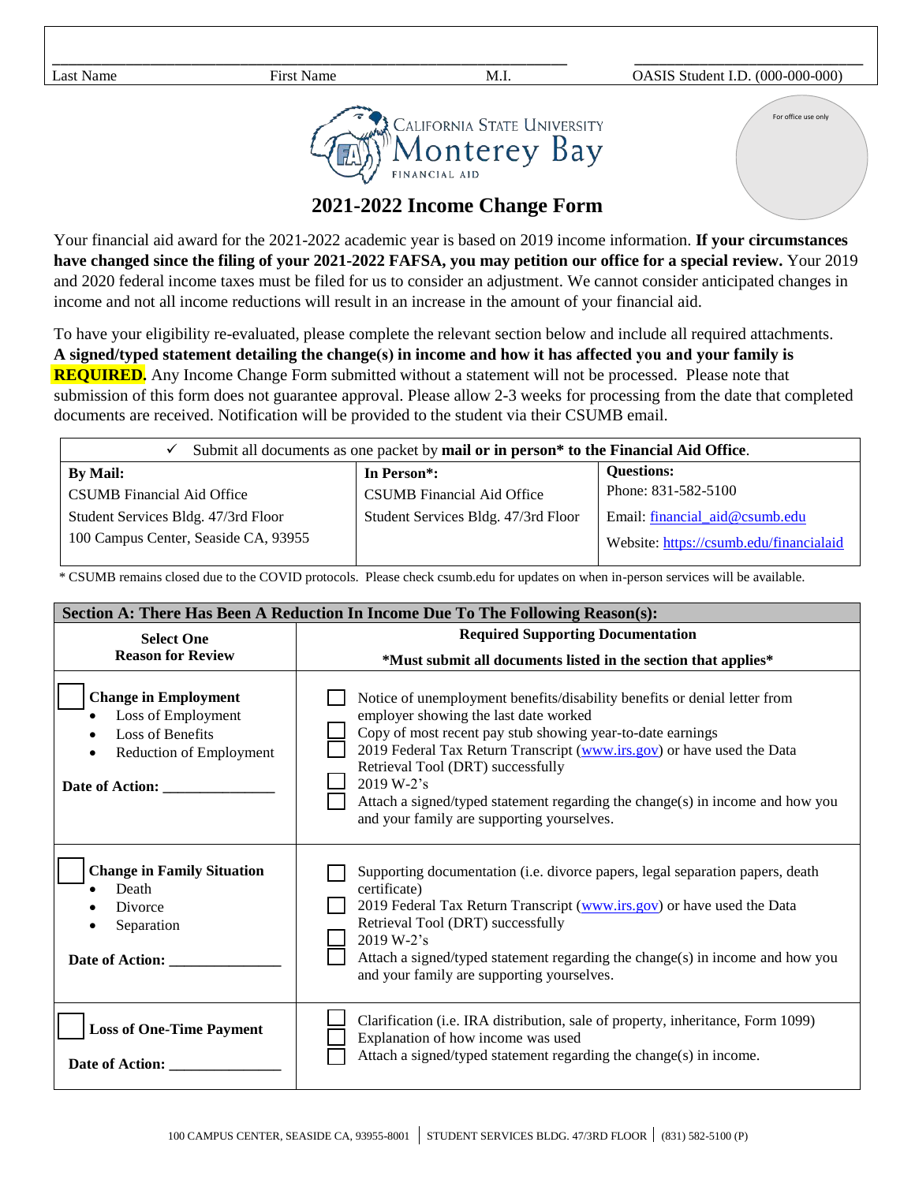| Last Name | First Name | M.I. | OASIS Student I.D. (000-000-000) |
|---|---|---|---|

For office use only

CALIFORNIA STATE UNIVERSITY
Monterey Bay
FINANCIAL AID

# 2021-2022 Income Change Form

Your financial aid award for the 2021-2022 academic year is based on 2019 income information. **If your circumstances have changed since the filing of your 2021-2022 FAFSA, you may petition our office for a special review.** Your 2019 and 2020 federal income taxes must be filed for us to consider an adjustment. We cannot consider anticipated changes in income and not all income reductions will result in an increase in the amount of your financial aid.

To have your eligibility re-evaluated, please complete the relevant section below and include all required attachments. **A signed/typed statement detailing the change(s) in income and how it has affected you and your family is REQUIRED.** Any Income Change Form submitted without a statement will not be processed. Please note that submission of this form does not guarantee approval. Please allow 2-3 weeks for processing from the date that completed documents are received. Notification will be provided to the student via their CSUMB email.

| ✓ Submit all documents as one packet by **mail or in person*** **to the Financial Aid Office**. | | |
|---|---|---|
| **By Mail:**<br>CSUMB Financial Aid Office<br>Student Services Bldg. 47/3rd Floor<br>100 Campus Center, Seaside CA, 93955 | **In Person*:**<br>CSUMB Financial Aid Office<br>Student Services Bldg. 47/3rd Floor | **Questions:**<br>Phone: 831-582-5100<br>Email: financial_aid@csumb.edu<br>Website: https://csumb.edu/financialaid |

\* CSUMB remains closed due to the COVID protocols. Please check csumb.edu for updates on when in-person services will be available.

| **Section A: There Has Been A Reduction In Income Due To The Following Reason(s):** | |
|---|---|
| **Select One Reason for Review** | **Required Supporting Documentation**<br>**\*Must submit all documents listed in the section that applies\*** |
| ☐ **Change in Employment**<br>• Loss of Employment<br>• Loss of Benefits<br>• Reduction of Employment<br><br>**Date of Action:** _______________ | ☐ Notice of unemployment benefits/disability benefits or denial letter from employer showing the last date worked<br>☐ Copy of most recent pay stub showing year-to-date earnings<br>☐ 2019 Federal Tax Return Transcript (www.irs.gov) or have used the Data Retrieval Tool (DRT) successfully<br>☐ 2019 W-2's<br>☐ Attach a signed/typed statement regarding the change(s) in income and how you and your family are supporting yourselves. |
| ☐ **Change in Family Situation**<br>• Death<br>• Divorce<br>• Separation<br><br>**Date of Action:** _______________ | ☐ Supporting documentation (i.e. divorce papers, legal separation papers, death certificate)<br>☐ 2019 Federal Tax Return Transcript (www.irs.gov) or have used the Data Retrieval Tool (DRT) successfully<br>☐ 2019 W-2's<br>☐ Attach a signed/typed statement regarding the change(s) in income and how you and your family are supporting yourselves. |
| ☐ **Loss of One-Time Payment**<br><br>**Date of Action:** _______________ | ☐ Clarification (i.e. IRA distribution, sale of property, inheritance, Form 1099)<br>☐ Explanation of how income was used<br>☐ Attach a signed/typed statement regarding the change(s) in income. |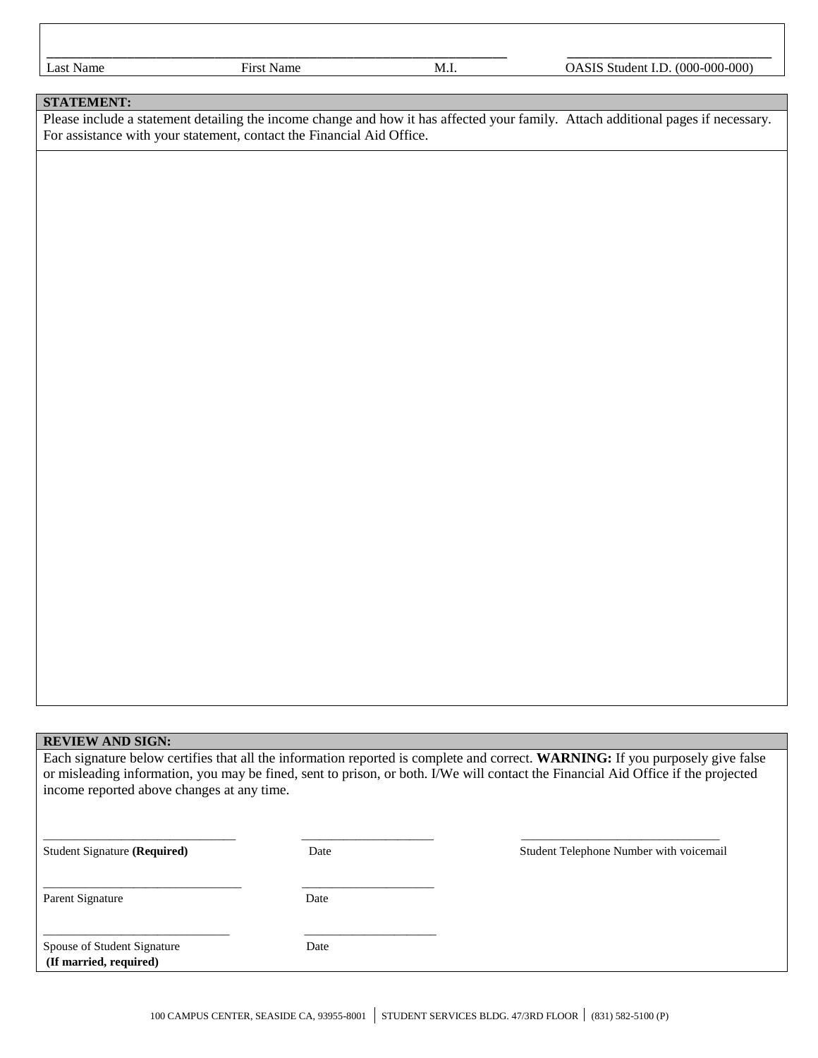| Last Name | First Name | M.I. | OASIS Student I.D. (000-000-000) |
|---|---|---|---|
| | | | |

**STATEMENT:**

Please include a statement detailing the income change and how it has affected your family. Attach additional pages if necessary. For assistance with your statement, contact the Financial Aid Office.

**REVIEW AND SIGN:**

Each signature below certifies that all the information reported is complete and correct. **WARNING:** If you purposely give false or misleading information, you may be fined, sent to prison, or both. I/We will contact the Financial Aid Office if the projected income reported above changes at any time.

| | | |
|---|---|---|
| ______________________________ | ____________________ | ______________________________ |
| Student Signature **(Required)** | Date | Student Telephone Number with voicemail |
| ______________________________ | ____________________ | |
| Parent Signature | Date | |
| ______________________________ | ____________________ | |
| Spouse of Student Signature **(If married, required)** | Date | |

100 CAMPUS CENTER, SEASIDE CA, 93955-8001 | STUDENT SERVICES BLDG. 47/3RD FLOOR | (831) 582-5100 (P)